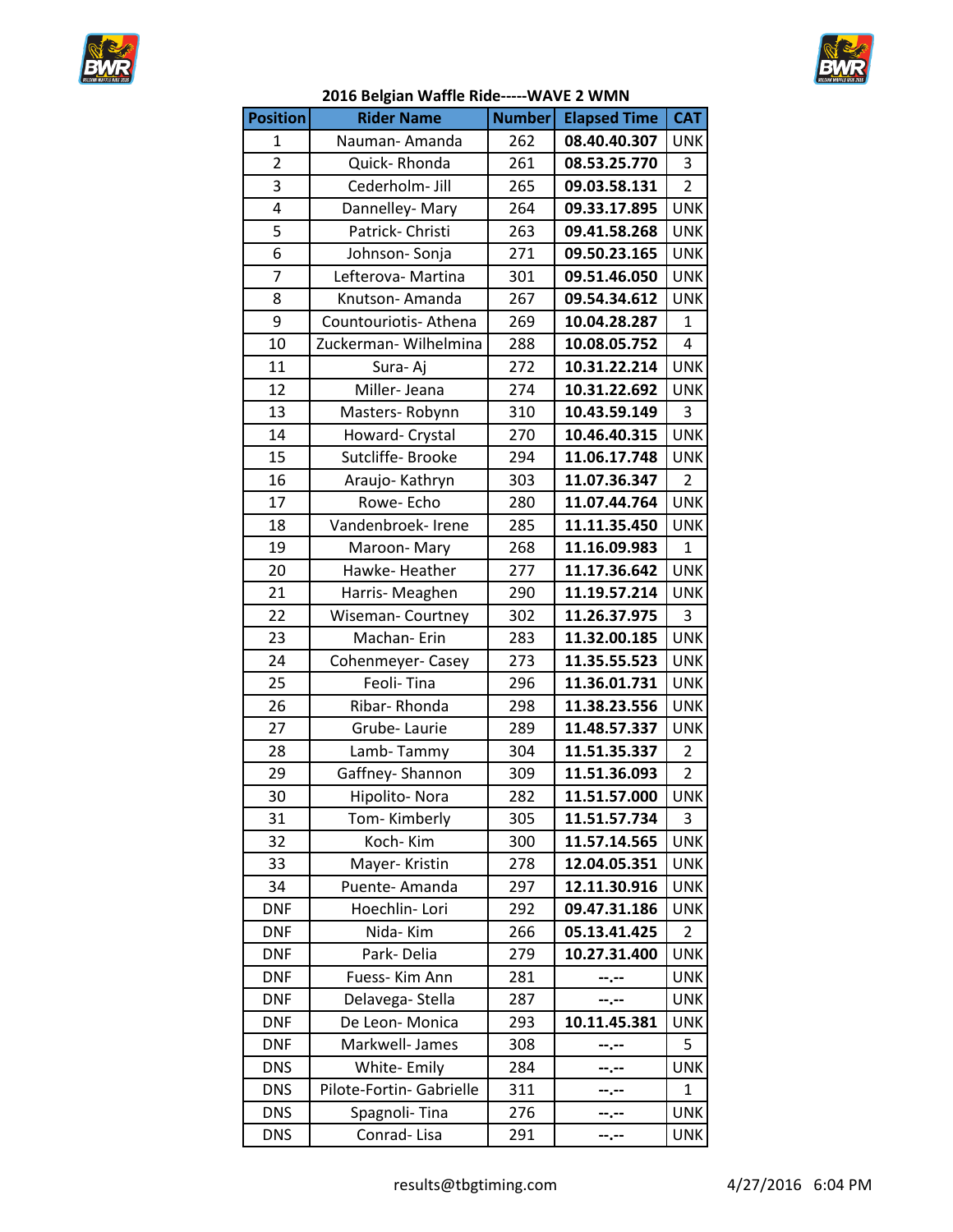## 2016 Belgian Waffle Ride-----WAVE 2 WMN

| Position | Rider Name | Number | Elapsed Time | CAT |
|---|---|---|---|---|
| 1 | Nauman- Amanda | 262 | **08.40.40.307** | UNK |
| 2 | Quick- Rhonda | 261 | **08.53.25.770** | 3 |
| 3 | Cederholm- Jill | 265 | **09.03.58.131** | 2 |
| 4 | Dannelley- Mary | 264 | **09.33.17.895** | UNK |
| 5 | Patrick- Christi | 263 | **09.41.58.268** | UNK |
| 6 | Johnson- Sonja | 271 | **09.50.23.165** | UNK |
| 7 | Lefterova- Martina | 301 | **09.51.46.050** | UNK |
| 8 | Knutson- Amanda | 267 | **09.54.34.612** | UNK |
| 9 | Countouriotis- Athena | 269 | **10.04.28.287** | 1 |
| 10 | Zuckerman- Wilhelmina | 288 | **10.08.05.752** | 4 |
| 11 | Sura- Aj | 272 | **10.31.22.214** | UNK |
| 12 | Miller- Jeana | 274 | **10.31.22.692** | UNK |
| 13 | Masters- Robynn | 310 | **10.43.59.149** | 3 |
| 14 | Howard- Crystal | 270 | **10.46.40.315** | UNK |
| 15 | Sutcliffe- Brooke | 294 | **11.06.17.748** | UNK |
| 16 | Araujo- Kathryn | 303 | **11.07.36.347** | 2 |
| 17 | Rowe- Echo | 280 | **11.07.44.764** | UNK |
| 18 | Vandenbroek- Irene | 285 | **11.11.35.450** | UNK |
| 19 | Maroon- Mary | 268 | **11.16.09.983** | 1 |
| 20 | Hawke- Heather | 277 | **11.17.36.642** | UNK |
| 21 | Harris- Meaghen | 290 | **11.19.57.214** | UNK |
| 22 | Wiseman- Courtney | 302 | **11.26.37.975** | 3 |
| 23 | Machan- Erin | 283 | **11.32.00.185** | UNK |
| 24 | Cohenmeyer- Casey | 273 | **11.35.55.523** | UNK |
| 25 | Feoli- Tina | 296 | **11.36.01.731** | UNK |
| 26 | Ribar- Rhonda | 298 | **11.38.23.556** | UNK |
| 27 | Grube- Laurie | 289 | **11.48.57.337** | UNK |
| 28 | Lamb- Tammy | 304 | **11.51.35.337** | 2 |
| 29 | Gaffney- Shannon | 309 | **11.51.36.093** | 2 |
| 30 | Hipolito- Nora | 282 | **11.51.57.000** | UNK |
| 31 | Tom- Kimberly | 305 | **11.51.57.734** | 3 |
| 32 | Koch- Kim | 300 | **11.57.14.565** | UNK |
| 33 | Mayer- Kristin | 278 | **12.04.05.351** | UNK |
| 34 | Puente- Amanda | 297 | **12.11.30.916** | UNK |
| DNF | Hoechlin- Lori | 292 | **09.47.31.186** | UNK |
| DNF | Nida- Kim | 266 | **05.13.41.425** | 2 |
| DNF | Park- Delia | 279 | **10.27.31.400** | UNK |
| DNF | Fuess- Kim Ann | 281 | **--.--** | UNK |
| DNF | Delavega- Stella | 287 | **--.--** | UNK |
| DNF | De Leon- Monica | 293 | **10.11.45.381** | UNK |
| DNF | Markwell- James | 308 | **--.--** | 5 |
| DNS | White- Emily | 284 | **--.--** | UNK |
| DNS | Pilote-Fortin- Gabrielle | 311 | **--.--** | 1 |
| DNS | Spagnoli- Tina | 276 | **--.--** | UNK |
| DNS | Conrad- Lisa | 291 | **--.--** | UNK |

results@tbgtiming.com 4/27/2016 6:04 PM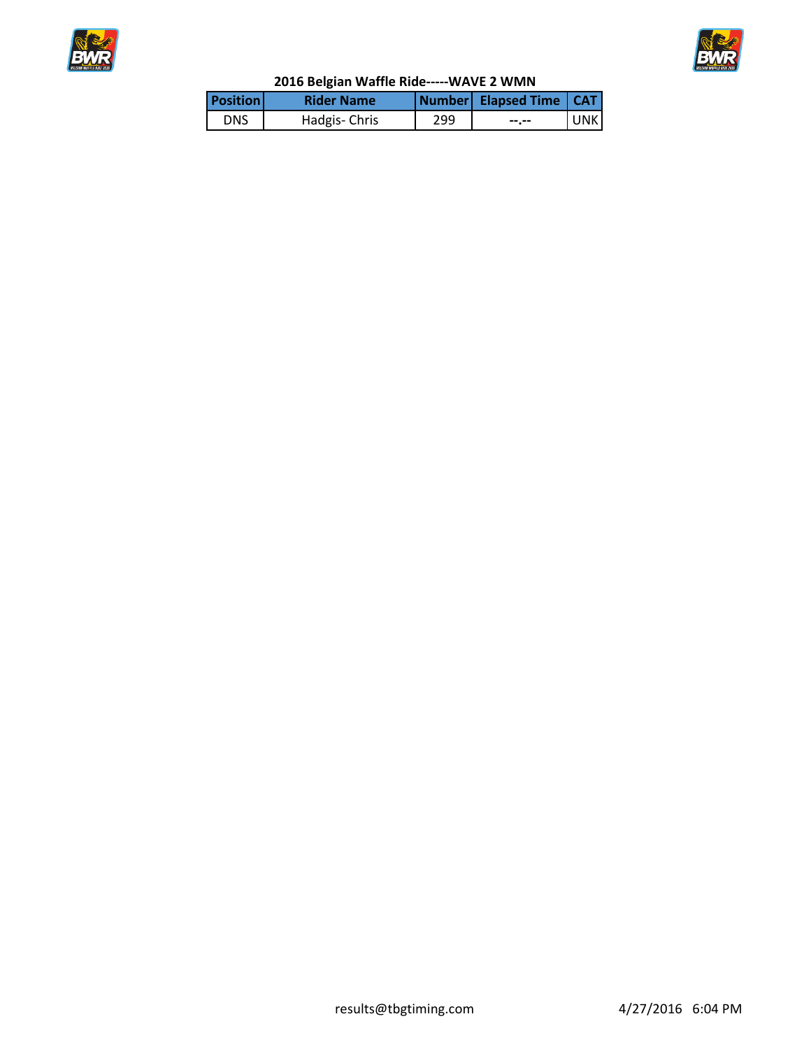**2016 Belgian Waffle Ride-----WAVE 2 WMN**

| Position | Rider Name | Number | Elapsed Time | CAT |
| --- | --- | --- | --- | --- |
| DNS | Hadgis- Chris | 299 | --.-- | UNK |

results@tbgtiming.com 4/27/2016 6:04 PM